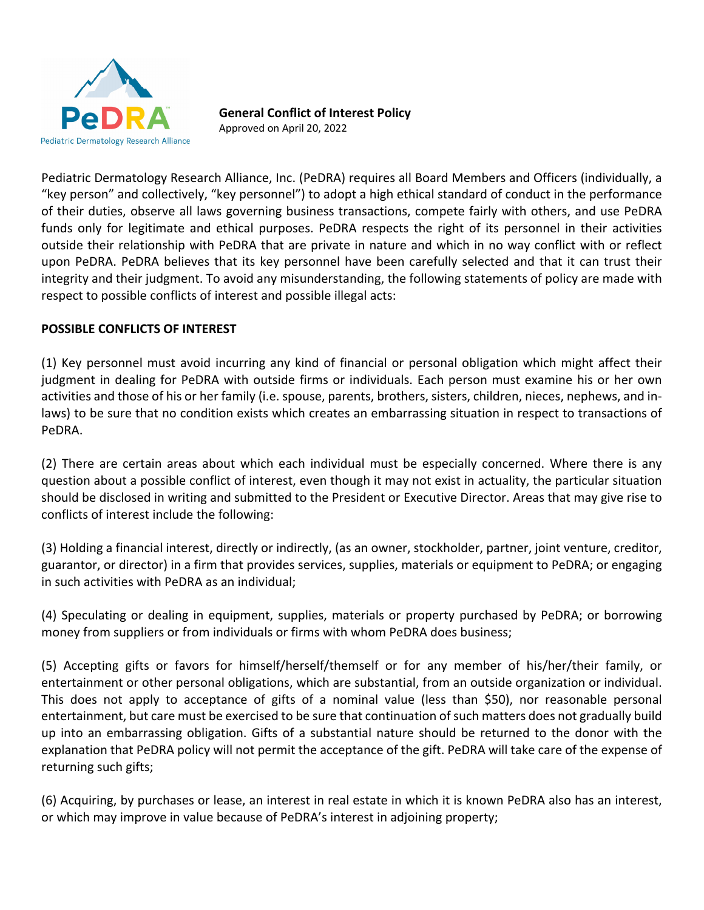PeDRA

Pediatric Dermatology Research Alliance

**General Conflict of Interest Policy**
Approved on April 20, 2022

Pediatric Dermatology Research Alliance, Inc. (PeDRA) requires all Board Members and Officers (individually, a "key person" and collectively, "key personnel") to adopt a high ethical standard of conduct in the performance of their duties, observe all laws governing business transactions, compete fairly with others, and use PeDRA funds only for legitimate and ethical purposes. PeDRA respects the right of its personnel in their activities outside their relationship with PeDRA that are private in nature and which in no way conflict with or reflect upon PeDRA. PeDRA believes that its key personnel have been carefully selected and that it can trust their integrity and their judgment. To avoid any misunderstanding, the following statements of policy are made with respect to possible conflicts of interest and possible illegal acts:

**POSSIBLE CONFLICTS OF INTEREST**

(1) Key personnel must avoid incurring any kind of financial or personal obligation which might affect their judgment in dealing for PeDRA with outside firms or individuals. Each person must examine his or her own activities and those of his or her family (i.e. spouse, parents, brothers, sisters, children, nieces, nephews, and in-laws) to be sure that no condition exists which creates an embarrassing situation in respect to transactions of PeDRA.

(2) There are certain areas about which each individual must be especially concerned. Where there is any question about a possible conflict of interest, even though it may not exist in actuality, the particular situation should be disclosed in writing and submitted to the President or Executive Director. Areas that may give rise to conflicts of interest include the following:

(3) Holding a financial interest, directly or indirectly, (as an owner, stockholder, partner, joint venture, creditor, guarantor, or director) in a firm that provides services, supplies, materials or equipment to PeDRA; or engaging in such activities with PeDRA as an individual;

(4) Speculating or dealing in equipment, supplies, materials or property purchased by PeDRA; or borrowing money from suppliers or from individuals or firms with whom PeDRA does business;

(5) Accepting gifts or favors for himself/herself/themself or for any member of his/her/their family, or entertainment or other personal obligations, which are substantial, from an outside organization or individual. This does not apply to acceptance of gifts of a nominal value (less than $50), nor reasonable personal entertainment, but care must be exercised to be sure that continuation of such matters does not gradually build up into an embarrassing obligation. Gifts of a substantial nature should be returned to the donor with the explanation that PeDRA policy will not permit the acceptance of the gift. PeDRA will take care of the expense of returning such gifts;

(6) Acquiring, by purchases or lease, an interest in real estate in which it is known PeDRA also has an interest, or which may improve in value because of PeDRA's interest in adjoining property;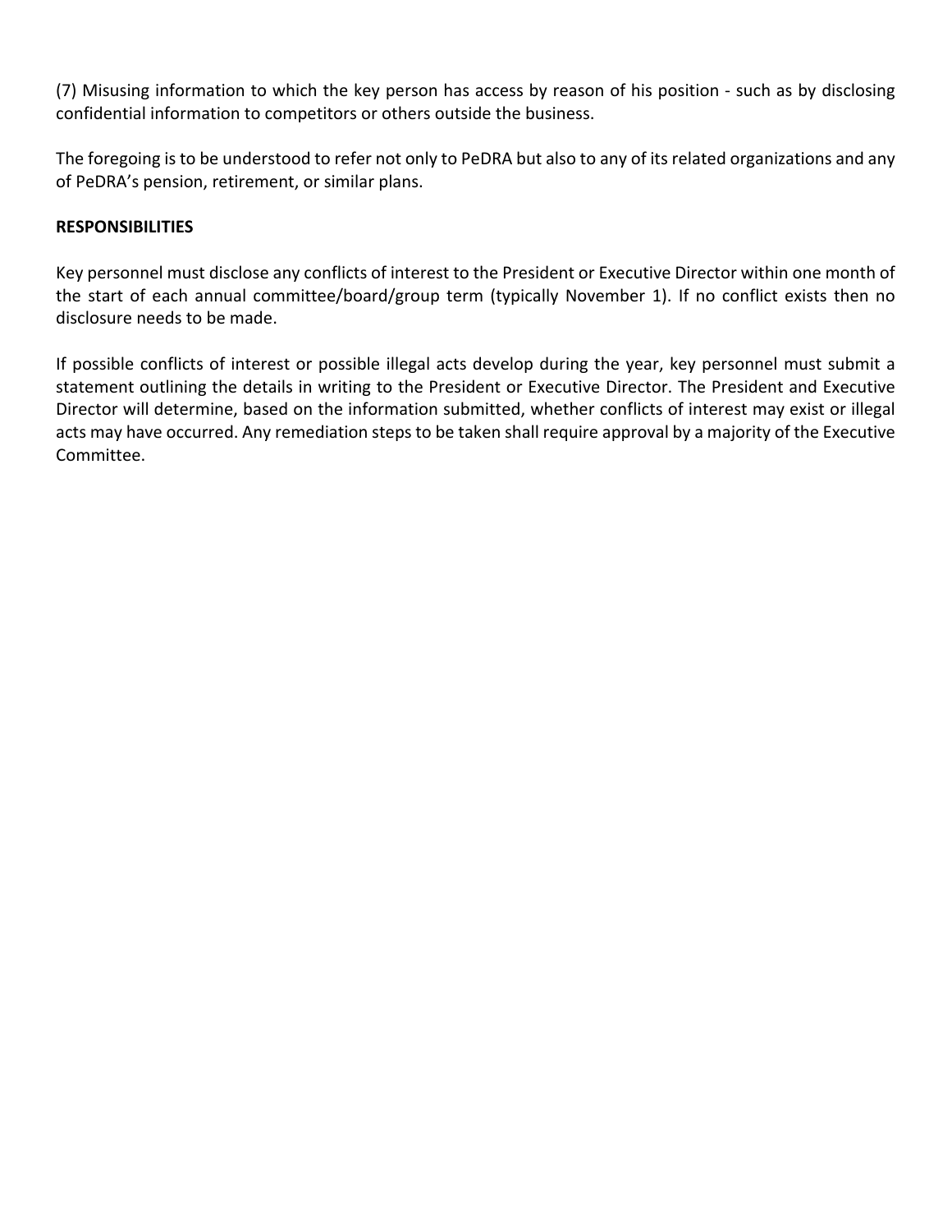(7) Misusing information to which the key person has access by reason of his position - such as by disclosing confidential information to competitors or others outside the business.

The foregoing is to be understood to refer not only to PeDRA but also to any of its related organizations and any of PeDRA's pension, retirement, or similar plans.

**RESPONSIBILITIES**

Key personnel must disclose any conflicts of interest to the President or Executive Director within one month of the start of each annual committee/board/group term (typically November 1). If no conflict exists then no disclosure needs to be made.

If possible conflicts of interest or possible illegal acts develop during the year, key personnel must submit a statement outlining the details in writing to the President or Executive Director. The President and Executive Director will determine, based on the information submitted, whether conflicts of interest may exist or illegal acts may have occurred. Any remediation steps to be taken shall require approval by a majority of the Executive Committee.